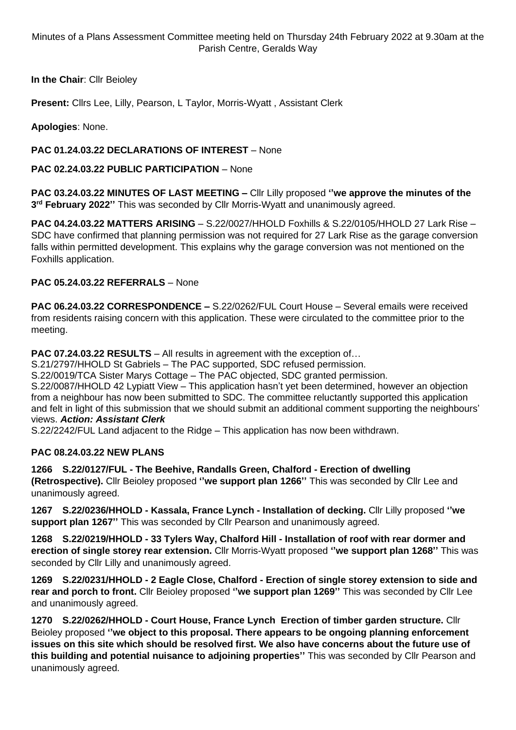Minutes of a Plans Assessment Committee meeting held on Thursday 24th February 2022 at 9.30am at the Parish Centre, Geralds Way

**In the Chair**: Cllr Beioley

**Present:** Cllrs Lee, Lilly, Pearson, L Taylor, Morris-Wyatt , Assistant Clerk

**Apologies**: None.

**PAC 01.24.03.22 DECLARATIONS OF INTEREST** – None

**PAC 02.24.03.22 PUBLIC PARTICIPATION** – None

**PAC 03.24.03.22 MINUTES OF LAST MEETING –** Cllr Lilly proposed **''we approve the minutes of the 3rd February 2022''** This was seconded by Cllr Morris-Wyatt and unanimously agreed.

**PAC 04.24.03.22 MATTERS ARISING** – S.22/0027/HHOLD Foxhills & S.22/0105/HHOLD 27 Lark Rise – SDC have confirmed that planning permission was not required for 27 Lark Rise as the garage conversion falls within permitted development. This explains why the garage conversion was not mentioned on the Foxhills application.

**PAC 05.24.03.22 REFERRALS** – None

**PAC 06.24.03.22 CORRESPONDENCE –** S.22/0262/FUL Court House – Several emails were received from residents raising concern with this application. These were circulated to the committee prior to the meeting.

**PAC 07.24.03.22 RESULTS** – All results in agreement with the exception of…

S.21/2797/HHOLD St Gabriels – The PAC supported, SDC refused permission.

S.22/0019/TCA Sister Marys Cottage – The PAC objected, SDC granted permission.

S.22/0087/HHOLD 42 Lypiatt View – This application hasn't yet been determined, however an objection from a neighbour has now been submitted to SDC. The committee reluctantly supported this application and felt in light of this submission that we should submit an additional comment supporting the neighbours' views. ***Action: Assistant Clerk***

S.22/2242/FUL Land adjacent to the Ridge – This application has now been withdrawn.

**PAC 08.24.03.22 NEW PLANS**

**1266 S.22/0127/FUL - The Beehive, Randalls Green, Chalford - Erection of dwelling (Retrospective).** Cllr Beioley proposed **''we support plan 1266''** This was seconded by Cllr Lee and unanimously agreed.

**1267 S.22/0236/HHOLD - Kassala, France Lynch - Installation of decking.** Cllr Lilly proposed **''we support plan 1267''** This was seconded by Cllr Pearson and unanimously agreed.

**1268 S.22/0219/HHOLD - 33 Tylers Way, Chalford Hill - Installation of roof with rear dormer and erection of single storey rear extension.** Cllr Morris-Wyatt proposed **''we support plan 1268''** This was seconded by Cllr Lilly and unanimously agreed.

**1269 S.22/0231/HHOLD - 2 Eagle Close, Chalford - Erection of single storey extension to side and rear and porch to front.** Cllr Beioley proposed **''we support plan 1269''** This was seconded by Cllr Lee and unanimously agreed.

**1270 S.22/0262/HHOLD - Court House, France Lynch Erection of timber garden structure.** Cllr Beioley proposed **''we object to this proposal. There appears to be ongoing planning enforcement issues on this site which should be resolved first. We also have concerns about the future use of this building and potential nuisance to adjoining properties''** This was seconded by Cllr Pearson and unanimously agreed.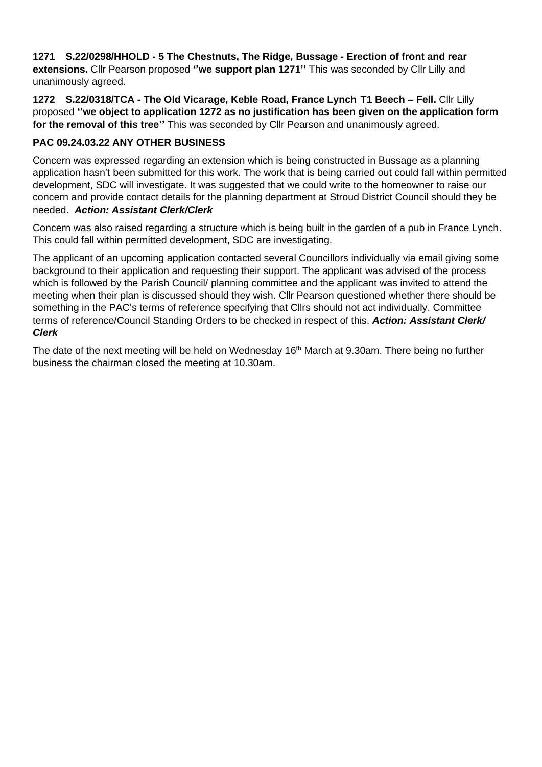**1271 S.22/0298/HHOLD - 5 The Chestnuts, The Ridge, Bussage - Erection of front and rear extensions.** Cllr Pearson proposed **''we support plan 1271''** This was seconded by Cllr Lilly and unanimously agreed.

**1272 S.22/0318/TCA - The Old Vicarage, Keble Road, France Lynch T1 Beech – Fell.** Cllr Lilly proposed **''we object to application 1272 as no justification has been given on the application form for the removal of this tree''** This was seconded by Cllr Pearson and unanimously agreed.

**PAC 09.24.03.22 ANY OTHER BUSINESS**

Concern was expressed regarding an extension which is being constructed in Bussage as a planning application hasn't been submitted for this work. The work that is being carried out could fall within permitted development, SDC will investigate. It was suggested that we could write to the homeowner to raise our concern and provide contact details for the planning department at Stroud District Council should they be needed. ***Action: Assistant Clerk/Clerk***

Concern was also raised regarding a structure which is being built in the garden of a pub in France Lynch. This could fall within permitted development, SDC are investigating.

The applicant of an upcoming application contacted several Councillors individually via email giving some background to their application and requesting their support. The applicant was advised of the process which is followed by the Parish Council/ planning committee and the applicant was invited to attend the meeting when their plan is discussed should they wish. Cllr Pearson questioned whether there should be something in the PAC's terms of reference specifying that Cllrs should not act individually. Committee terms of reference/Council Standing Orders to be checked in respect of this. ***Action: Assistant Clerk/ Clerk***

The date of the next meeting will be held on Wednesday 16th March at 9.30am. There being no further business the chairman closed the meeting at 10.30am.